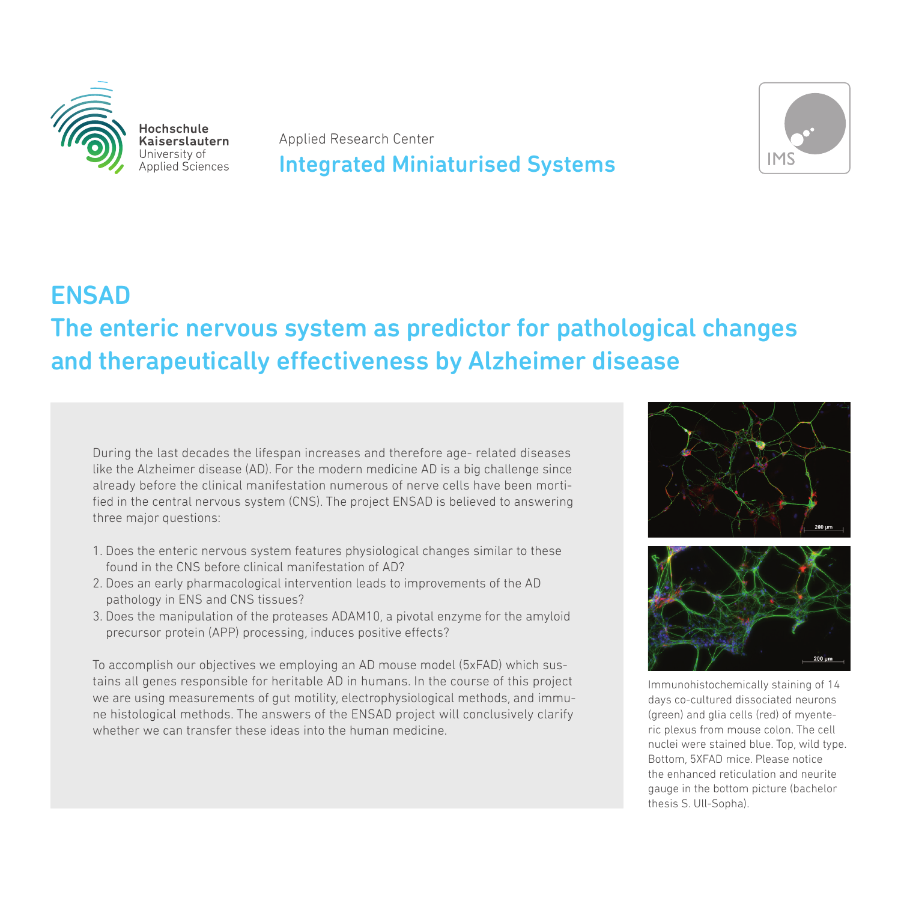Hochschule Kaiserslautern
University of Applied Sciences

Applied Research Center

Integrated Miniaturised Systems

IMS

# ENSAD

## The enteric nervous system as predictor for pathological changes and therapeutically effectiveness by Alzheimer disease

During the last decades the lifespan increases and therefore age- related diseases like the Alzheimer disease (AD). For the modern medicine AD is a big challenge since already before the clinical manifestation numerous of nerve cells have been mortified in the central nervous system (CNS). The project ENSAD is believed to answering three major questions:

1. Does the enteric nervous system features physiological changes similar to these found in the CNS before clinical manifestation of AD?
2. Does an early pharmacological intervention leads to improvements of the AD pathology in ENS and CNS tissues?
3. Does the manipulation of the proteases ADAM10, a pivotal enzyme for the amyloid precursor protein (APP) processing, induces positive effects?

To accomplish our objectives we employing an AD mouse model (5xFAD) which sustains all genes responsible for heritable AD in humans. In the course of this project we are using measurements of gut motility, electrophysiological methods, and immune histological methods. The answers of the ENSAD project will conclusively clarify whether we can transfer these ideas into the human medicine.

Immunohistochemically staining of 14 days co-cultured dissociated neurons (green) and glia cells (red) of myenteric plexus from mouse colon. The cell nuclei were stained blue. Top, wild type. Bottom, 5XFAD mice. Please notice the enhanced reticulation and neurite gauge in the bottom picture (bachelor thesis S. Ull-Sopha).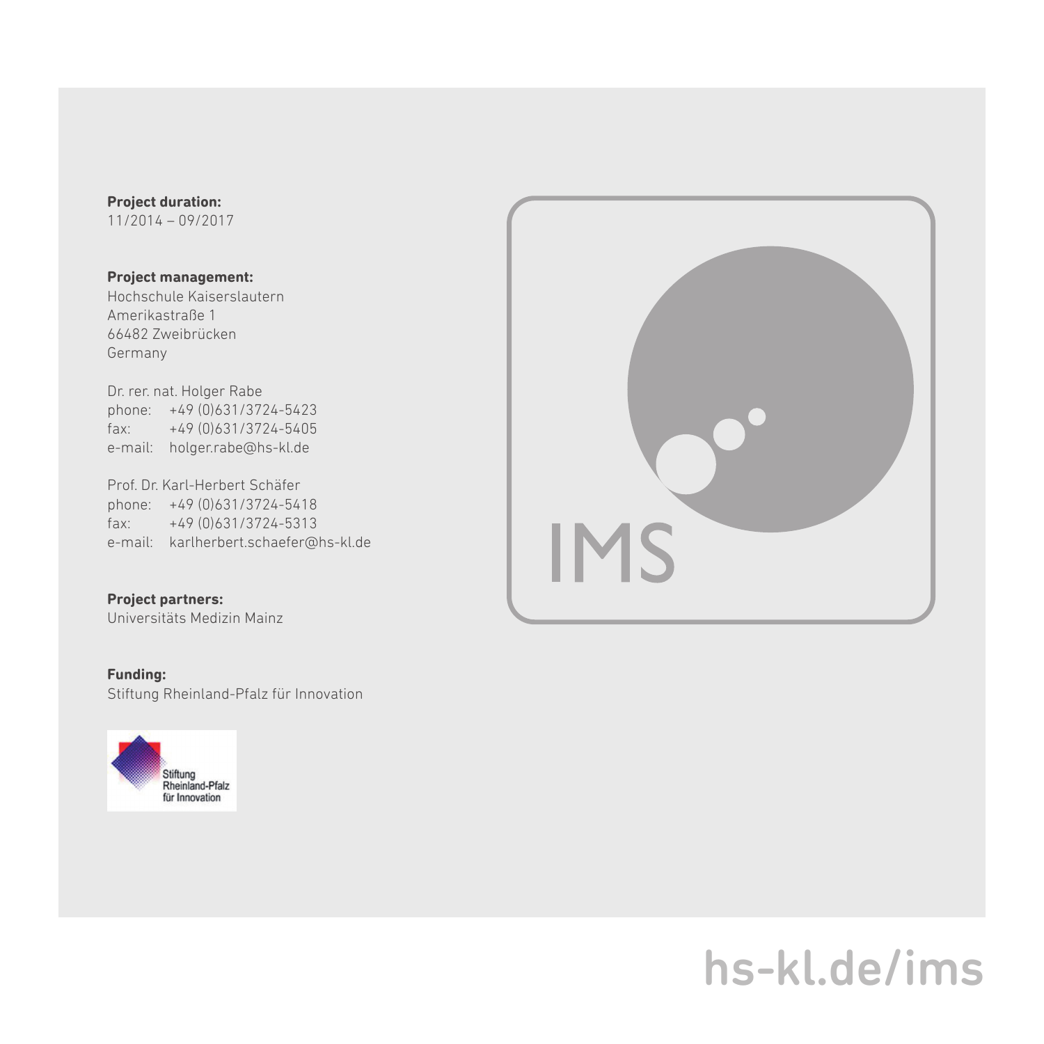**Project duration:**
11/2014 – 09/2017

**Project management:**
Hochschule Kaiserslautern
Amerikastraße 1
66482 Zweibrücken
Germany

Dr. rer. nat. Holger Rabe
phone: +49 (0)631/3724-5423
fax: +49 (0)631/3724-5405
e-mail: holger.rabe@hs-kl.de

Prof. Dr. Karl-Herbert Schäfer
phone: +49 (0)631/3724-5418
fax: +49 (0)631/3724-5313
e-mail: karlherbert.schaefer@hs-kl.de

**Project partners:**
Universitäts Medizin Mainz

**Funding:**
Stiftung Rheinland-Pfalz für Innovation

Stiftung Rheinland-Pfalz für Innovation

IMS

hs-kl.de/ims